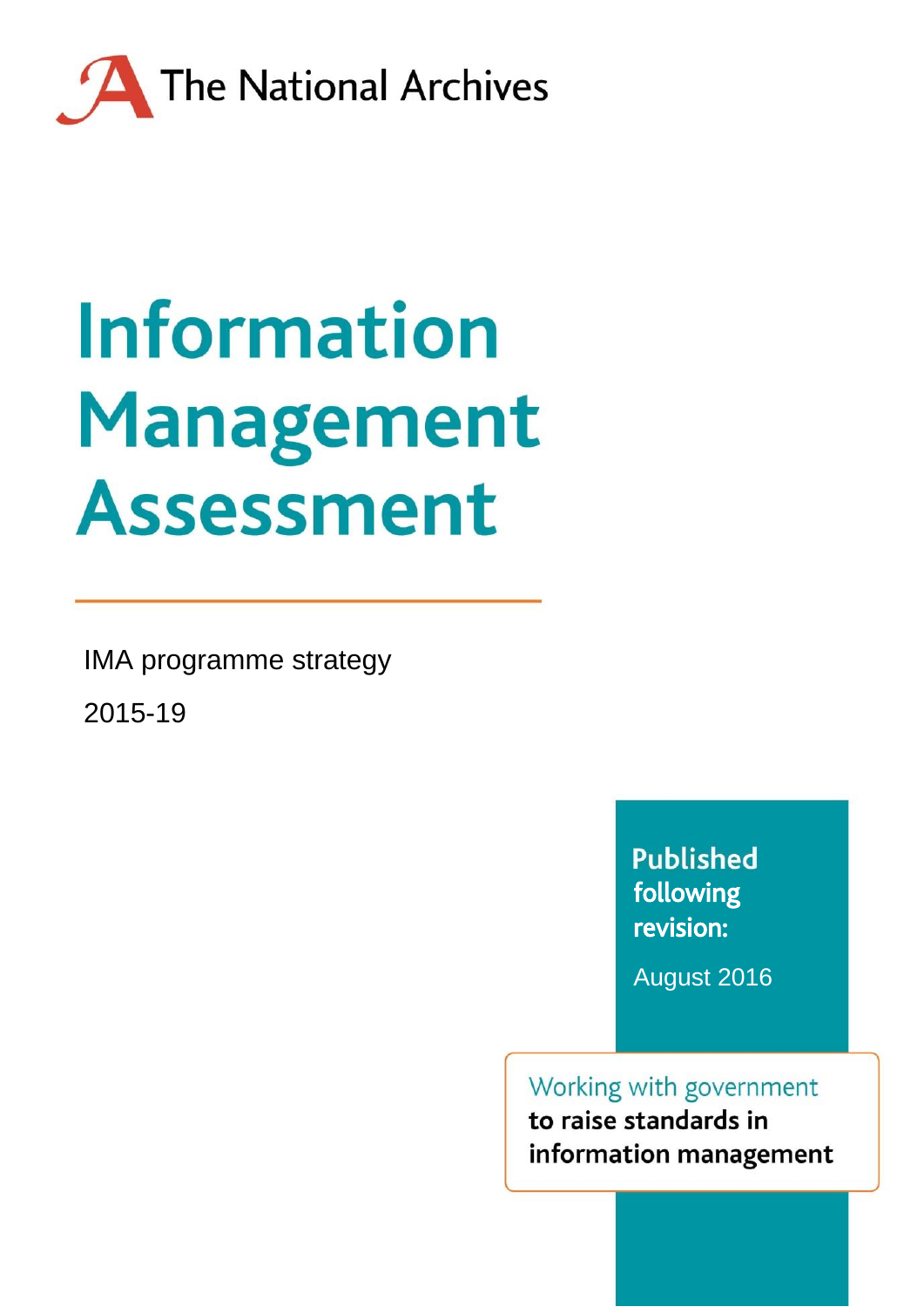The National Archives

# Information Management Assessment

IMA programme strategy

2015-19

**Published following revision:**

August 2016

Working with government **to raise standards in information management**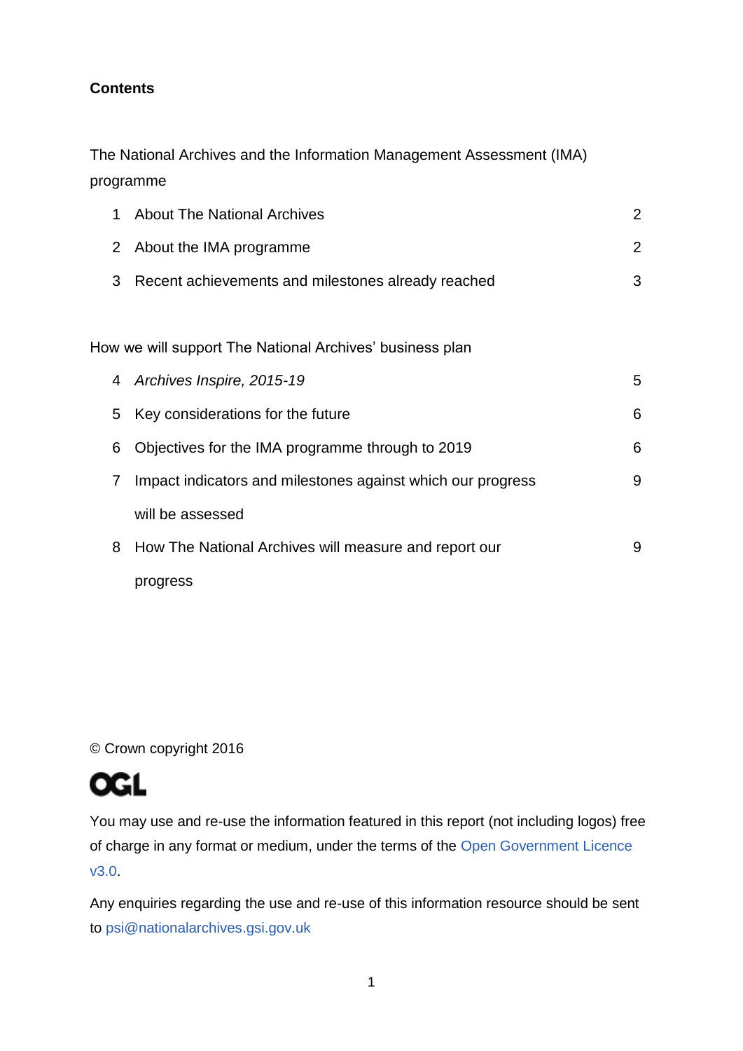**Contents**

The National Archives and the Information Management Assessment (IMA) programme

| | | |
|---|---|---|
| 1 | About The National Archives | 2 |
| 2 | About the IMA programme | 2 |
| 3 | Recent achievements and milestones already reached | 3 |

How we will support The National Archives' business plan

| | | |
|---|---|---|
| 4 | *Archives Inspire, 2015-19* | 5 |
| 5 | Key considerations for the future | 6 |
| 6 | Objectives for the IMA programme through to 2019 | 6 |
| 7 | Impact indicators and milestones against which our progress will be assessed | 9 |
| 8 | How The National Archives will measure and report our progress | 9 |

© Crown copyright 2016

OGL

You may use and re-use the information featured in this report (not including logos) free of charge in any format or medium, under the terms of the Open Government Licence v3.0.

Any enquiries regarding the use and re-use of this information resource should be sent to psi@nationalarchives.gsi.gov.uk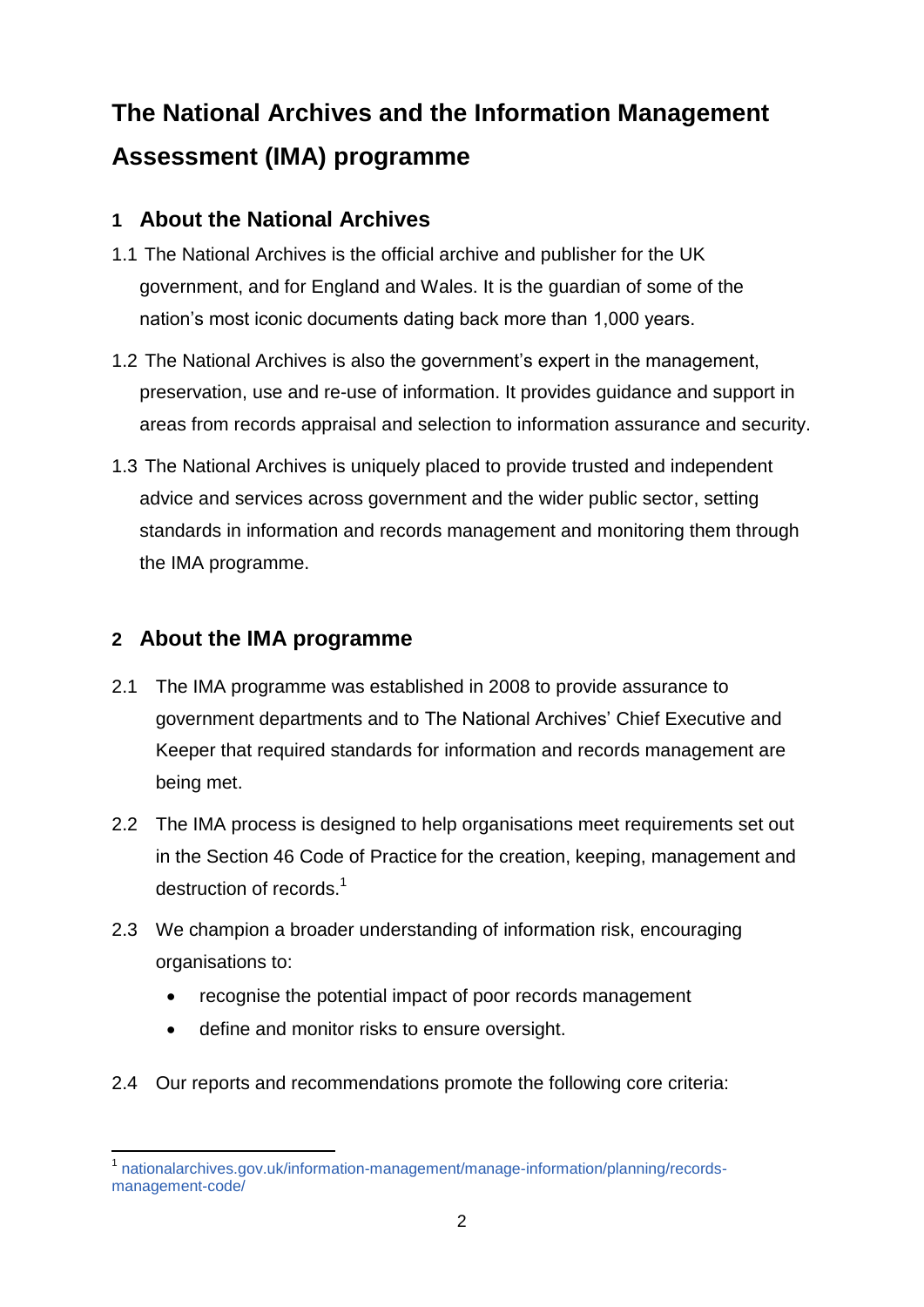# The National Archives and the Information Management Assessment (IMA) programme

## 1 About the National Archives

1.1 The National Archives is the official archive and publisher for the UK government, and for England and Wales. It is the guardian of some of the nation's most iconic documents dating back more than 1,000 years.

1.2 The National Archives is also the government's expert in the management, preservation, use and re-use of information. It provides guidance and support in areas from records appraisal and selection to information assurance and security.

1.3 The National Archives is uniquely placed to provide trusted and independent advice and services across government and the wider public sector, setting standards in information and records management and monitoring them through the IMA programme.

## 2 About the IMA programme

2.1 The IMA programme was established in 2008 to provide assurance to government departments and to The National Archives' Chief Executive and Keeper that required standards for information and records management are being met.

2.2 The IMA process is designed to help organisations meet requirements set out in the Section 46 Code of Practice for the creation, keeping, management and destruction of records.[1]

2.3 We champion a broader understanding of information risk, encouraging organisations to:

- recognise the potential impact of poor records management
- define and monitor risks to ensure oversight.

2.4 Our reports and recommendations promote the following core criteria:

[1] nationalarchives.gov.uk/information-management/manage-information/planning/records-management-code/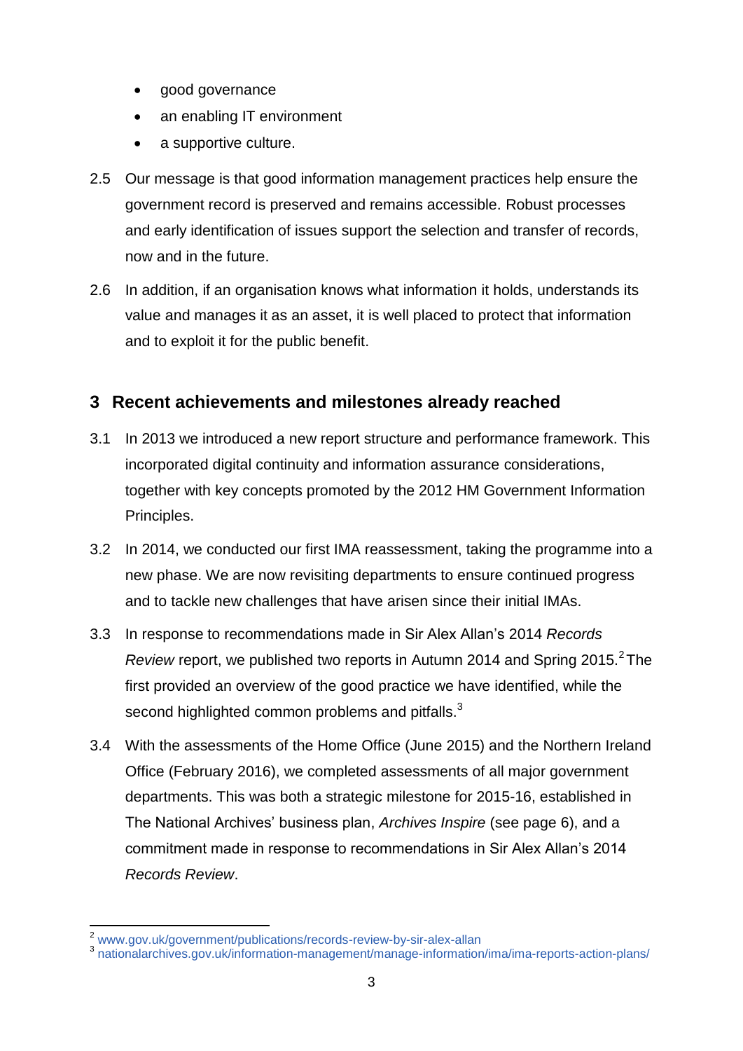- good governance
- an enabling IT environment
- a supportive culture.

2.5 Our message is that good information management practices help ensure the government record is preserved and remains accessible. Robust processes and early identification of issues support the selection and transfer of records, now and in the future.

2.6 In addition, if an organisation knows what information it holds, understands its value and manages it as an asset, it is well placed to protect that information and to exploit it for the public benefit.

## 3 Recent achievements and milestones already reached

3.1 In 2013 we introduced a new report structure and performance framework. This incorporated digital continuity and information assurance considerations, together with key concepts promoted by the 2012 HM Government Information Principles.

3.2 In 2014, we conducted our first IMA reassessment, taking the programme into a new phase. We are now revisiting departments to ensure continued progress and to tackle new challenges that have arisen since their initial IMAs.

3.3 In response to recommendations made in Sir Alex Allan's 2014 *Records Review* report, we published two reports in Autumn 2014 and Spring 2015.[2] The first provided an overview of the good practice we have identified, while the second highlighted common problems and pitfalls.[3]

3.4 With the assessments of the Home Office (June 2015) and the Northern Ireland Office (February 2016), we completed assessments of all major government departments. This was both a strategic milestone for 2015-16, established in The National Archives' business plan, *Archives Inspire* (see page 6), and a commitment made in response to recommendations in Sir Alex Allan's 2014 *Records Review*.

---

[2] www.gov.uk/government/publications/records-review-by-sir-alex-allan

[3] nationalarchives.gov.uk/information-management/manage-information/ima/ima-reports-action-plans/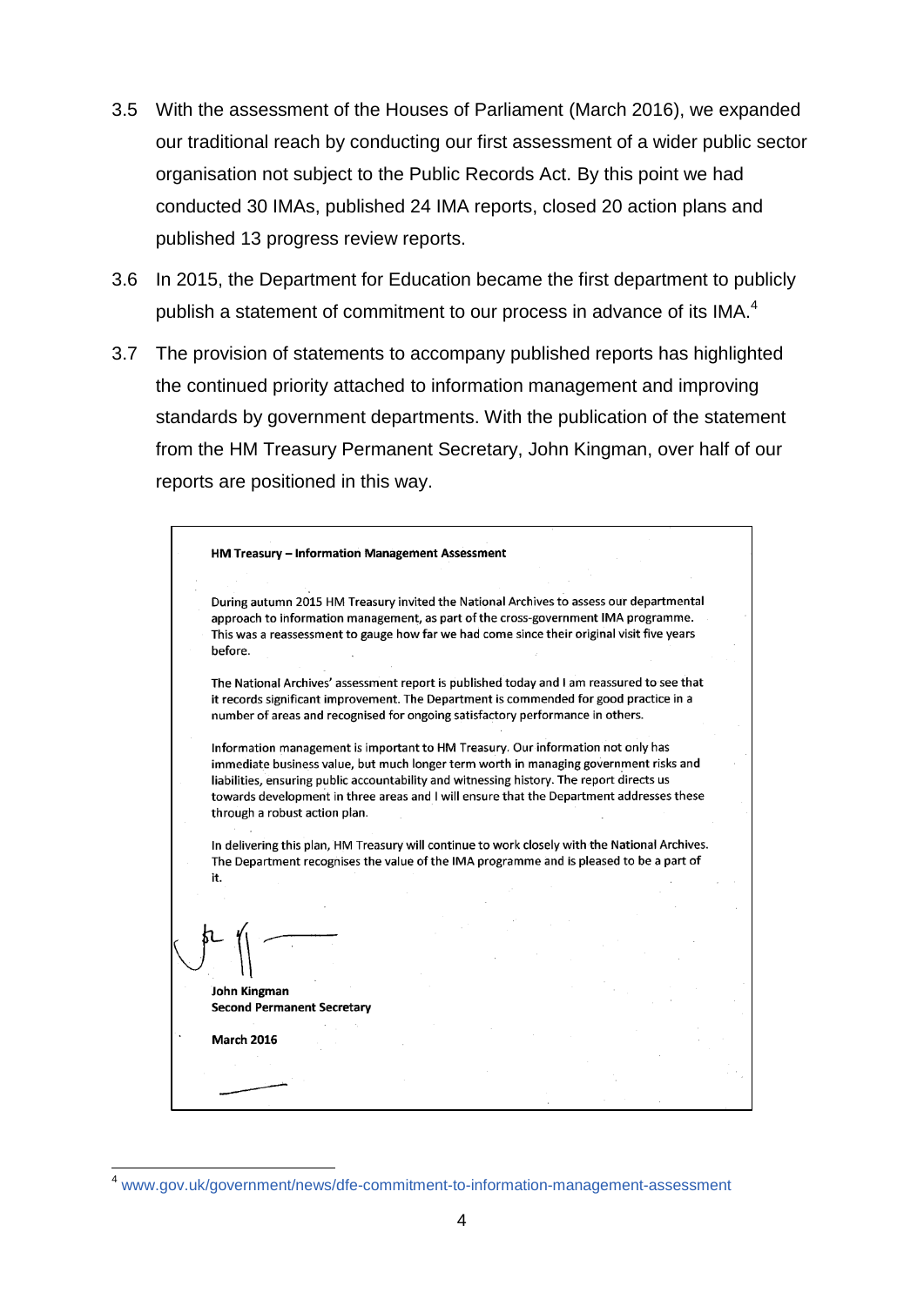3.5 With the assessment of the Houses of Parliament (March 2016), we expanded our traditional reach by conducting our first assessment of a wider public sector organisation not subject to the Public Records Act. By this point we had conducted 30 IMAs, published 24 IMA reports, closed 20 action plans and published 13 progress review reports.

3.6 In 2015, the Department for Education became the first department to publicly publish a statement of commitment to our process in advance of its IMA.[4]

3.7 The provision of statements to accompany published reports has highlighted the continued priority attached to information management and improving standards by government departments. With the publication of the statement from the HM Treasury Permanent Secretary, John Kingman, over half of our reports are positioned in this way.

> **HM Treasury – Information Management Assessment**
>
> During autumn 2015 HM Treasury invited the National Archives to assess our departmental approach to information management, as part of the cross-government IMA programme. This was a reassessment to gauge how far we had come since their original visit five years before.
>
> The National Archives' assessment report is published today and I am reassured to see that it records significant improvement. The Department is commended for good practice in a number of areas and recognised for ongoing satisfactory performance in others.
>
> Information management is important to HM Treasury. Our information not only has immediate business value, but much longer term worth in managing government risks and liabilities, ensuring public accountability and witnessing history. The report directs us towards development in three areas and I will ensure that the Department addresses these through a robust action plan.
>
> In delivering this plan, HM Treasury will continue to work closely with the National Archives. The Department recognises the value of the IMA programme and is pleased to be a part of it.
>
> **John Kingman**
> **Second Permanent Secretary**
>
> **March 2016**

---

[4] www.gov.uk/government/news/dfe-commitment-to-information-management-assessment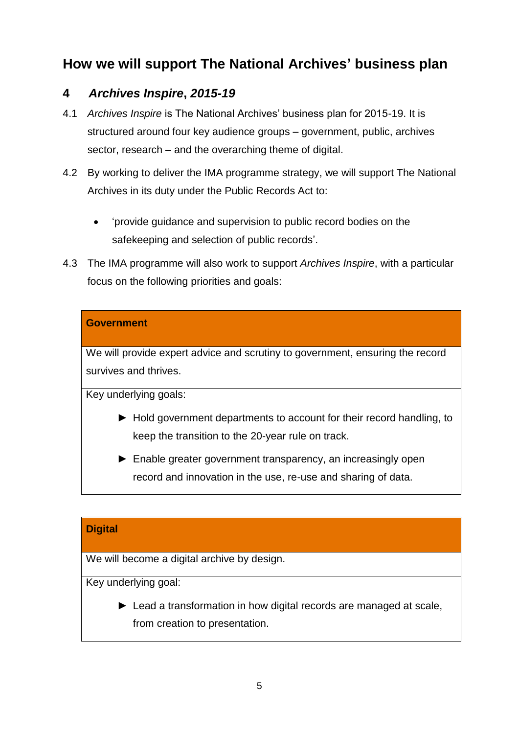## How we will support The National Archives' business plan

### 4 *Archives Inspire*, *2015-19*

4.1 *Archives Inspire* is The National Archives' business plan for 2015-19. It is structured around four key audience groups – government, public, archives sector, research – and the overarching theme of digital.

4.2 By working to deliver the IMA programme strategy, we will support The National Archives in its duty under the Public Records Act to:

- 'provide guidance and supervision to public record bodies on the safekeeping and selection of public records'.

4.3 The IMA programme will also work to support *Archives Inspire*, with a particular focus on the following priorities and goals:

| **Government** |
|---|
| We will provide expert advice and scrutiny to government, ensuring the record survives and thrives. |
| Key underlying goals:<br>► Hold government departments to account for their record handling, to keep the transition to the 20-year rule on track.<br>► Enable greater government transparency, an increasingly open record and innovation in the use, re-use and sharing of data. |

| **Digital** |
|---|
| We will become a digital archive by design. |
| Key underlying goal:<br>► Lead a transformation in how digital records are managed at scale, from creation to presentation. |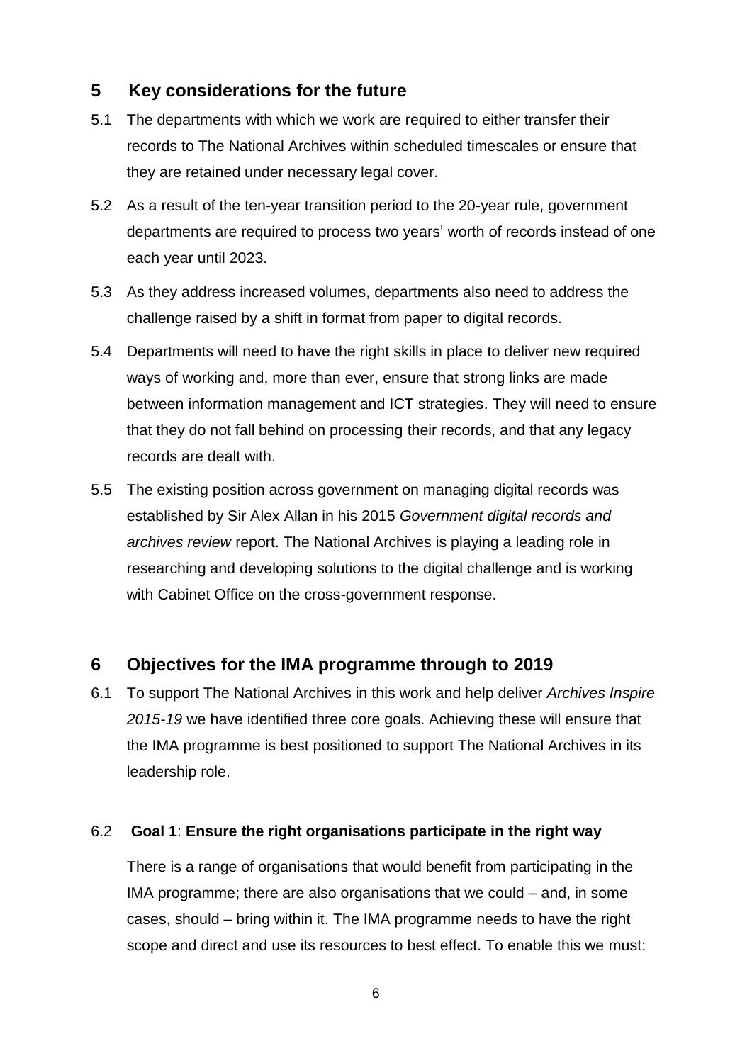## 5 Key considerations for the future

5.1 The departments with which we work are required to either transfer their records to The National Archives within scheduled timescales or ensure that they are retained under necessary legal cover.

5.2 As a result of the ten-year transition period to the 20-year rule, government departments are required to process two years' worth of records instead of one each year until 2023.

5.3 As they address increased volumes, departments also need to address the challenge raised by a shift in format from paper to digital records.

5.4 Departments will need to have the right skills in place to deliver new required ways of working and, more than ever, ensure that strong links are made between information management and ICT strategies. They will need to ensure that they do not fall behind on processing their records, and that any legacy records are dealt with.

5.5 The existing position across government on managing digital records was established by Sir Alex Allan in his 2015 *Government digital records and archives review* report. The National Archives is playing a leading role in researching and developing solutions to the digital challenge and is working with Cabinet Office on the cross-government response.

## 6 Objectives for the IMA programme through to 2019

6.1 To support The National Archives in this work and help deliver *Archives Inspire 2015-19* we have identified three core goals. Achieving these will ensure that the IMA programme is best positioned to support The National Archives in its leadership role.

6.2 **Goal 1**: **Ensure the right organisations participate in the right way**

There is a range of organisations that would benefit from participating in the IMA programme; there are also organisations that we could – and, in some cases, should – bring within it. The IMA programme needs to have the right scope and direct and use its resources to best effect. To enable this we must: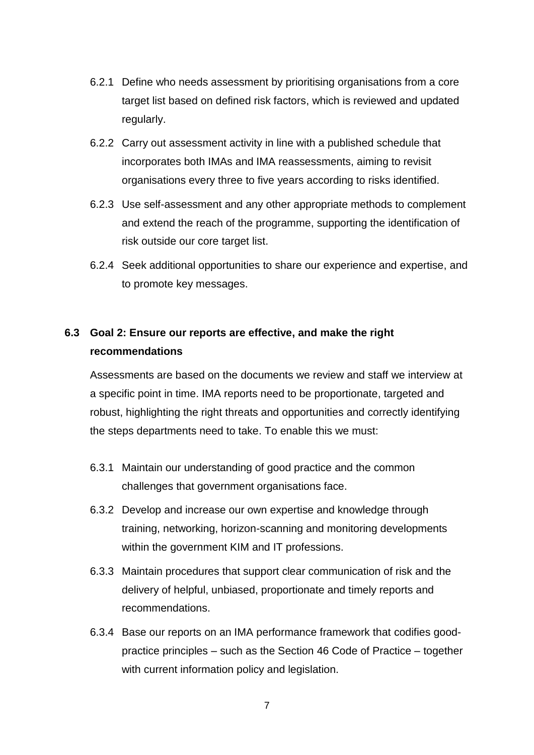6.2.1 Define who needs assessment by prioritising organisations from a core target list based on defined risk factors, which is reviewed and updated regularly.

6.2.2 Carry out assessment activity in line with a published schedule that incorporates both IMAs and IMA reassessments, aiming to revisit organisations every three to five years according to risks identified.

6.2.3 Use self-assessment and any other appropriate methods to complement and extend the reach of the programme, supporting the identification of risk outside our core target list.

6.2.4 Seek additional opportunities to share our experience and expertise, and to promote key messages.

### 6.3 Goal 2: Ensure our reports are effective, and make the right recommendations

Assessments are based on the documents we review and staff we interview at a specific point in time. IMA reports need to be proportionate, targeted and robust, highlighting the right threats and opportunities and correctly identifying the steps departments need to take. To enable this we must:

6.3.1 Maintain our understanding of good practice and the common challenges that government organisations face.

6.3.2 Develop and increase our own expertise and knowledge through training, networking, horizon-scanning and monitoring developments within the government KIM and IT professions.

6.3.3 Maintain procedures that support clear communication of risk and the delivery of helpful, unbiased, proportionate and timely reports and recommendations.

6.3.4 Base our reports on an IMA performance framework that codifies good-practice principles – such as the Section 46 Code of Practice – together with current information policy and legislation.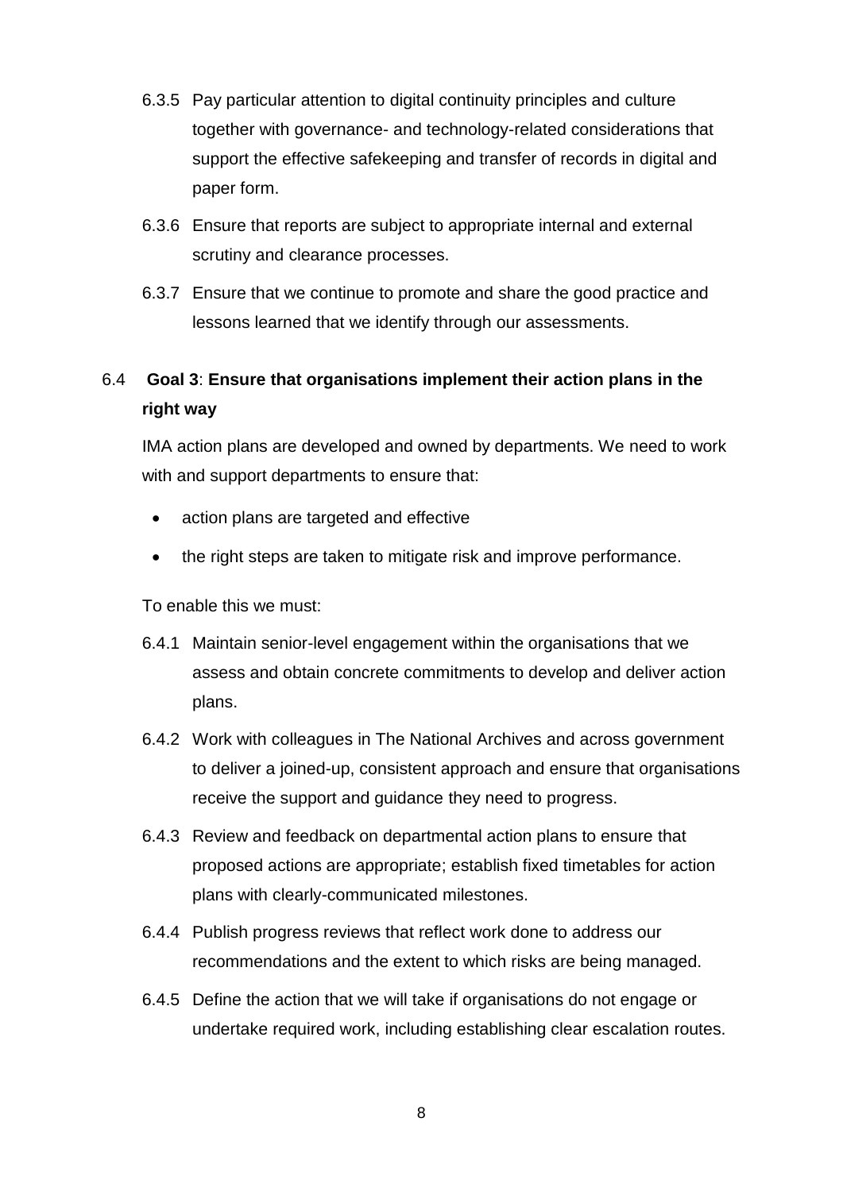6.3.5 Pay particular attention to digital continuity principles and culture together with governance- and technology-related considerations that support the effective safekeeping and transfer of records in digital and paper form.

6.3.6 Ensure that reports are subject to appropriate internal and external scrutiny and clearance processes.

6.3.7 Ensure that we continue to promote and share the good practice and lessons learned that we identify through our assessments.

### 6.4 **Goal 3**: **Ensure that organisations implement their action plans in the right way**

IMA action plans are developed and owned by departments. We need to work with and support departments to ensure that:

- action plans are targeted and effective
- the right steps are taken to mitigate risk and improve performance.

To enable this we must:

6.4.1 Maintain senior-level engagement within the organisations that we assess and obtain concrete commitments to develop and deliver action plans.

6.4.2 Work with colleagues in The National Archives and across government to deliver a joined-up, consistent approach and ensure that organisations receive the support and guidance they need to progress.

6.4.3 Review and feedback on departmental action plans to ensure that proposed actions are appropriate; establish fixed timetables for action plans with clearly-communicated milestones.

6.4.4 Publish progress reviews that reflect work done to address our recommendations and the extent to which risks are being managed.

6.4.5 Define the action that we will take if organisations do not engage or undertake required work, including establishing clear escalation routes.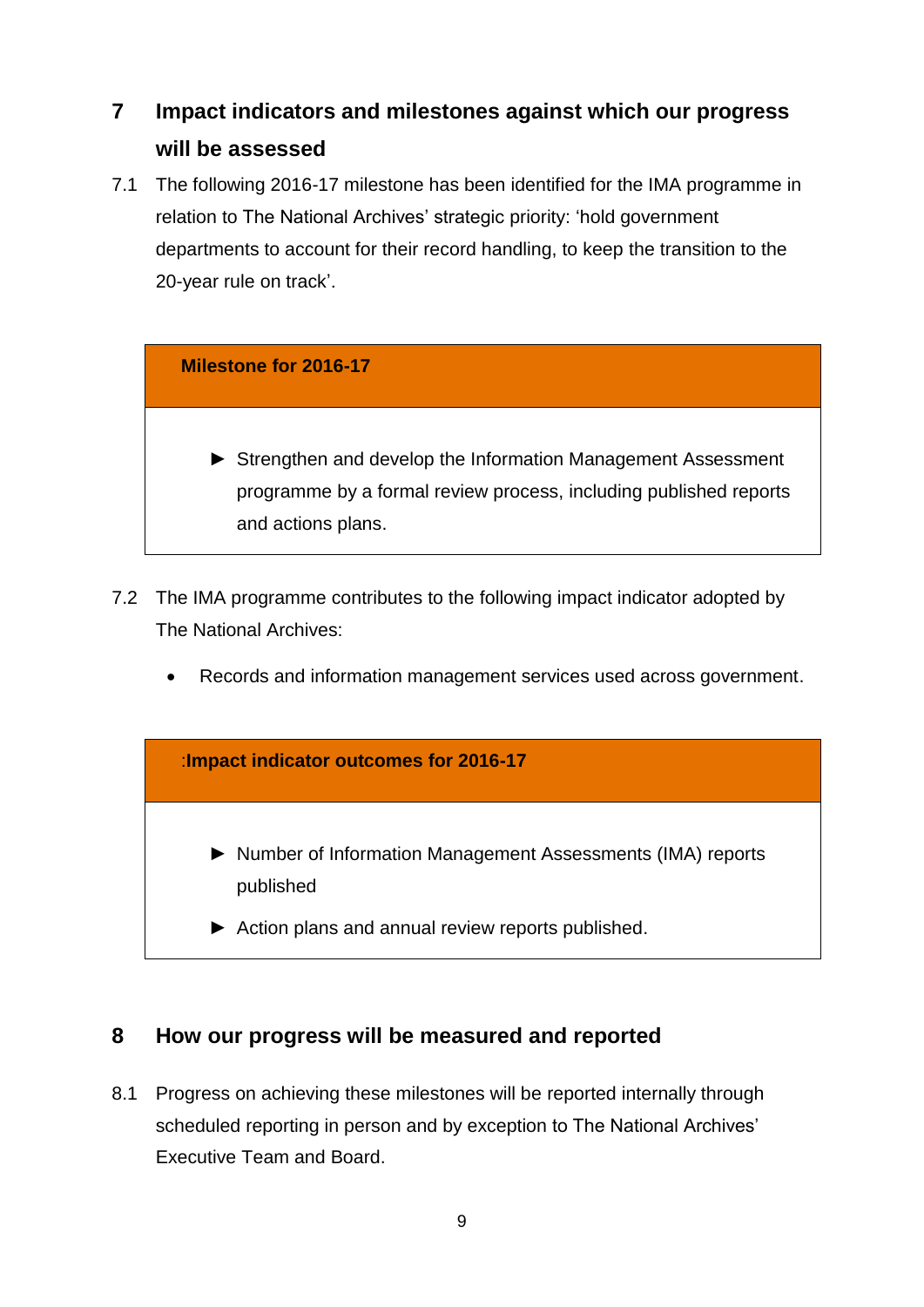## 7 Impact indicators and milestones against which our progress will be assessed

7.1 The following 2016-17 milestone has been identified for the IMA programme in relation to The National Archives' strategic priority: 'hold government departments to account for their record handling, to keep the transition to the 20-year rule on track'.

| **Milestone for 2016-17** |
| --- |
| ► Strengthen and develop the Information Management Assessment programme by a formal review process, including published reports and actions plans. |

7.2 The IMA programme contributes to the following impact indicator adopted by The National Archives:

- Records and information management services used across government.

| **:Impact indicator outcomes for 2016-17** |
| --- |
| ► Number of Information Management Assessments (IMA) reports published<br>► Action plans and annual review reports published. |

## 8 How our progress will be measured and reported

8.1 Progress on achieving these milestones will be reported internally through scheduled reporting in person and by exception to The National Archives' Executive Team and Board.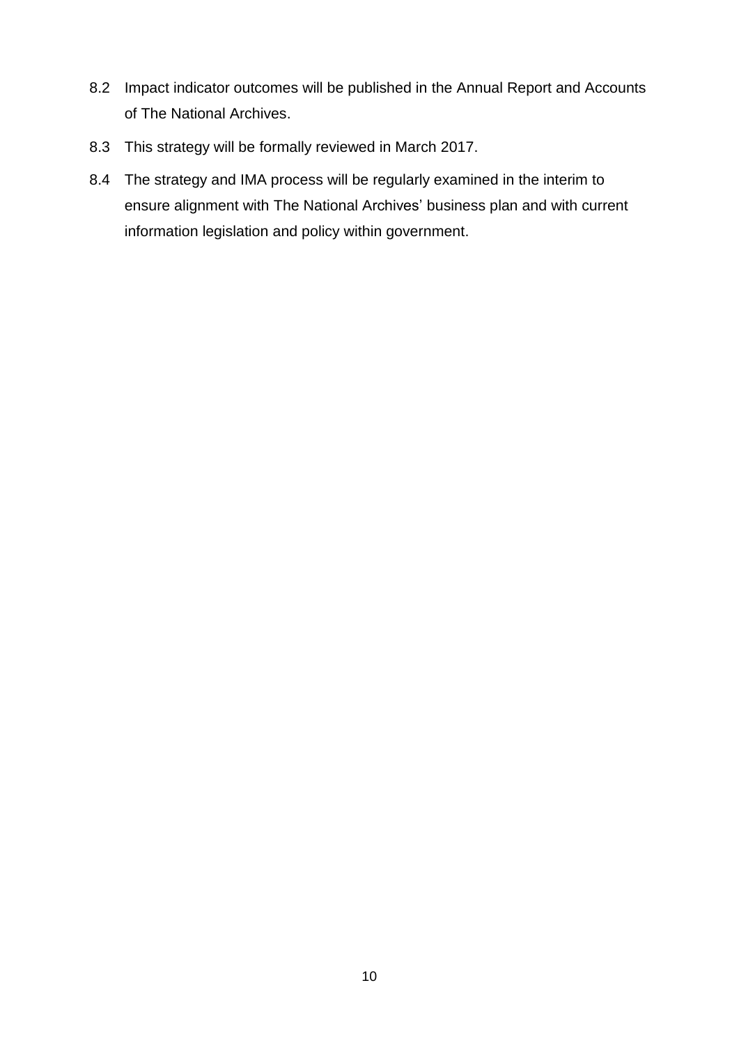8.2 Impact indicator outcomes will be published in the Annual Report and Accounts of The National Archives.

8.3 This strategy will be formally reviewed in March 2017.

8.4 The strategy and IMA process will be regularly examined in the interim to ensure alignment with The National Archives' business plan and with current information legislation and policy within government.